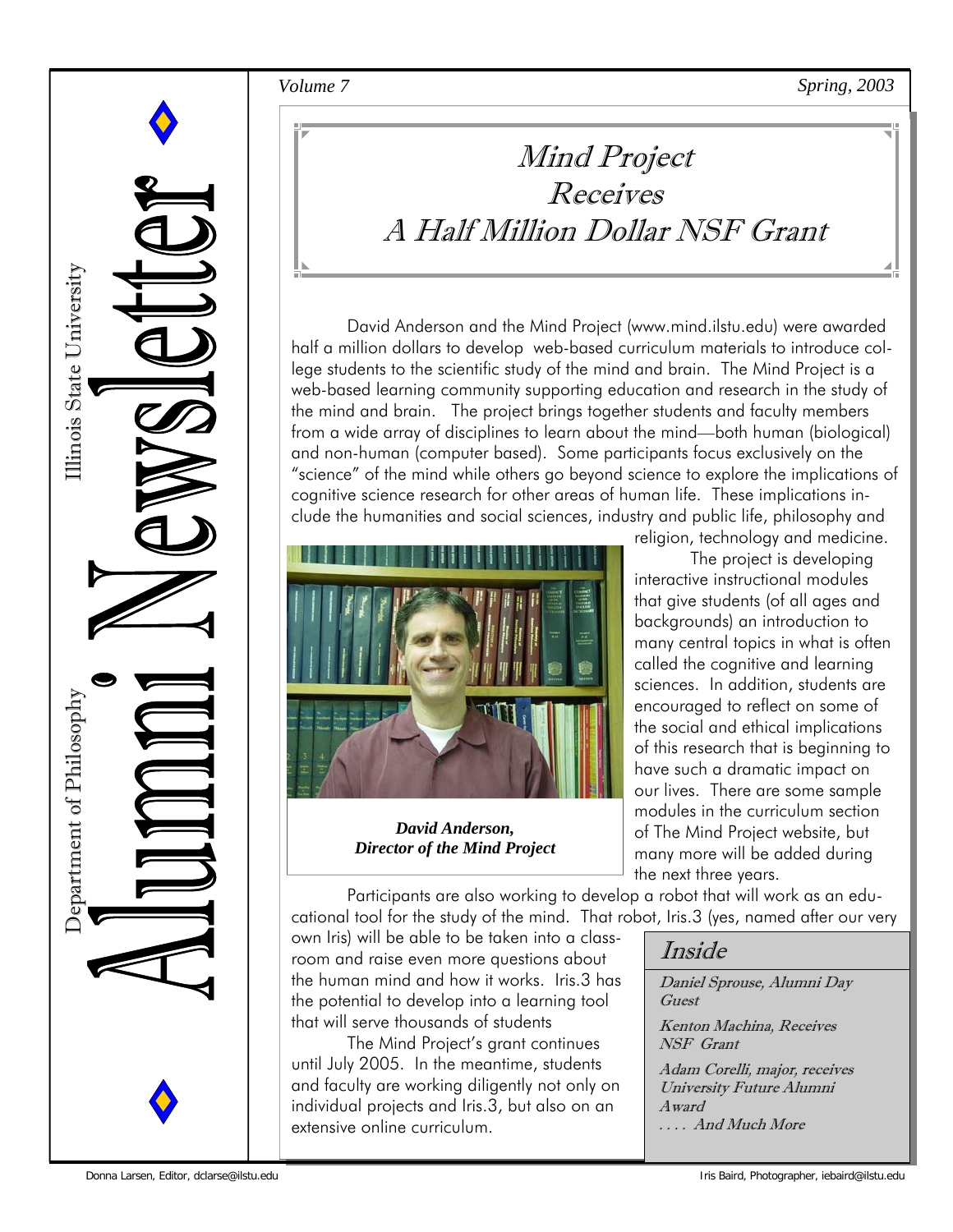# Illinois State University Department of Philosophy Alumni Newsletter

*Volume 7* *Spring, 2003*

## Mind Project Receives A Half Million Dollar NSF Grant

David Anderson and the Mind Project (www.mind.ilstu.edu) were awarded half a million dollars to develop web-based curriculum materials to introduce college students to the scientific study of the mind and brain. The Mind Project is a web-based learning community supporting education and research in the study of the mind and brain. The project brings together students and faculty members from a wide array of disciplines to learn about the mind—both human (biological) and non-human (computer based). Some participants focus exclusively on the "science" of the mind while others go beyond science to explore the implications of cognitive science research for other areas of human life. These implications include the humanities and social sciences, industry and public life, philosophy and religion, technology and medicine.

***David Anderson, Director of the Mind Project***

The project is developing interactive instructional modules that give students (of all ages and backgrounds) an introduction to many central topics in what is often called the cognitive and learning sciences. In addition, students are encouraged to reflect on some of the social and ethical implications of this research that is beginning to have such a dramatic impact on our lives. There are some sample modules in the curriculum section of The Mind Project website, but many more will be added during the next three years.

Participants are also working to develop a robot that will work as an educational tool for the study of the mind. That robot, Iris.3 (yes, named after our very own Iris) will be able to be taken into a classroom and raise even more questions about the human mind and how it works. Iris.3 has the potential to develop into a learning tool that will serve thousands of students

The Mind Project's grant continues until July 2005. In the meantime, students and faculty are working diligently not only on individual projects and Iris.3, but also on an extensive online curriculum.

### Inside

*Daniel Sprouse, Alumni Day Guest*

*Kenton Machina, Receives NSF Grant*

*Adam Corelli, major, receives University Future Alumni Award*

*. . . . And Much More*

Donna Larsen, Editor, dclarse@ilstu.edu

Iris Baird, Photographer, iebaird@ilstu.edu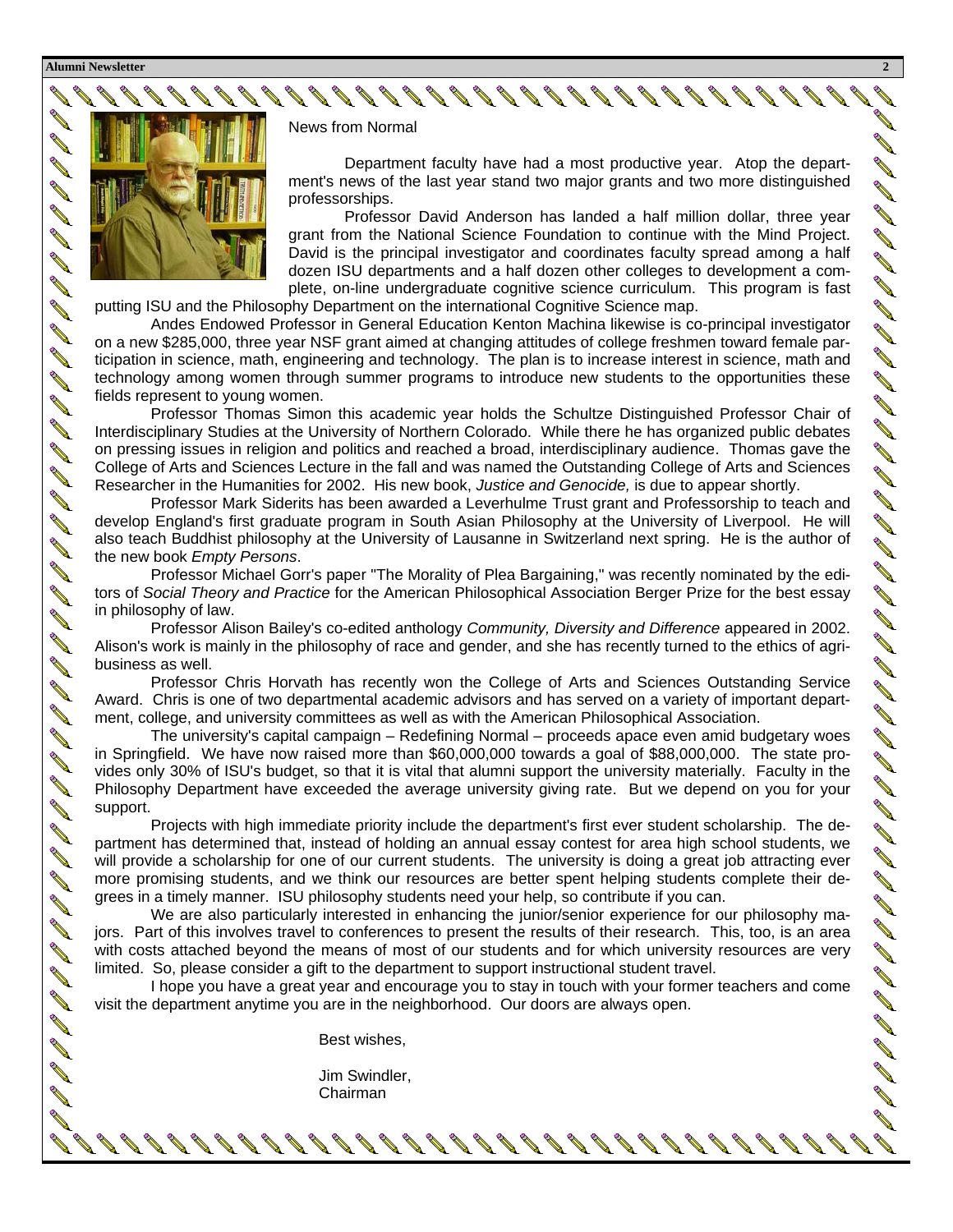## News from Normal

Department faculty have had a most productive year. Atop the department's news of the last year stand two major grants and two more distinguished professorships.

Professor David Anderson has landed a half million dollar, three year grant from the National Science Foundation to continue with the Mind Project. David is the principal investigator and coordinates faculty spread among a half dozen ISU departments and a half dozen other colleges to development a complete, on-line undergraduate cognitive science curriculum. This program is fast putting ISU and the Philosophy Department on the international Cognitive Science map.

Andes Endowed Professor in General Education Kenton Machina likewise is co-principal investigator on a new $285,000, three year NSF grant aimed at changing attitudes of college freshmen toward female participation in science, math, engineering and technology. The plan is to increase interest in science, math and technology among women through summer programs to introduce new students to the opportunities these fields represent to young women.

Professor Thomas Simon this academic year holds the Schultze Distinguished Professor Chair of Interdisciplinary Studies at the University of Northern Colorado. While there he has organized public debates on pressing issues in religion and politics and reached a broad, interdisciplinary audience. Thomas gave the College of Arts and Sciences Lecture in the fall and was named the Outstanding College of Arts and Sciences Researcher in the Humanities for 2002. His new book, *Justice and Genocide,* is due to appear shortly.

Professor Mark Siderits has been awarded a Leverhulme Trust grant and Professorship to teach and develop England's first graduate program in South Asian Philosophy at the University of Liverpool. He will also teach Buddhist philosophy at the University of Lausanne in Switzerland next spring. He is the author of the new book *Empty Persons*.

Professor Michael Gorr's paper "The Morality of Plea Bargaining," was recently nominated by the editors of *Social Theory and Practice* for the American Philosophical Association Berger Prize for the best essay in philosophy of law.

Professor Alison Bailey's co-edited anthology *Community, Diversity and Difference* appeared in 2002. Alison's work is mainly in the philosophy of race and gender, and she has recently turned to the ethics of agribusiness as well.

Professor Chris Horvath has recently won the College of Arts and Sciences Outstanding Service Award. Chris is one of two departmental academic advisors and has served on a variety of important department, college, and university committees as well as with the American Philosophical Association.

The university's capital campaign – Redefining Normal – proceeds apace even amid budgetary woes in Springfield. We have now raised more than $60,000,000 towards a goal of $88,000,000. The state provides only 30% of ISU's budget, so that it is vital that alumni support the university materially. Faculty in the Philosophy Department have exceeded the average university giving rate. But we depend on you for your support.

Projects with high immediate priority include the department's first ever student scholarship. The department has determined that, instead of holding an annual essay contest for area high school students, we will provide a scholarship for one of our current students. The university is doing a great job attracting ever more promising students, and we think our resources are better spent helping students complete their degrees in a timely manner. ISU philosophy students need your help, so contribute if you can.

We are also particularly interested in enhancing the junior/senior experience for our philosophy majors. Part of this involves travel to conferences to present the results of their research. This, too, is an area with costs attached beyond the means of most of our students and for which university resources are very limited. So, please consider a gift to the department to support instructional student travel.

I hope you have a great year and encourage you to stay in touch with your former teachers and come visit the department anytime you are in the neighborhood. Our doors are always open.

Best wishes,

Jim Swindler,
Chairman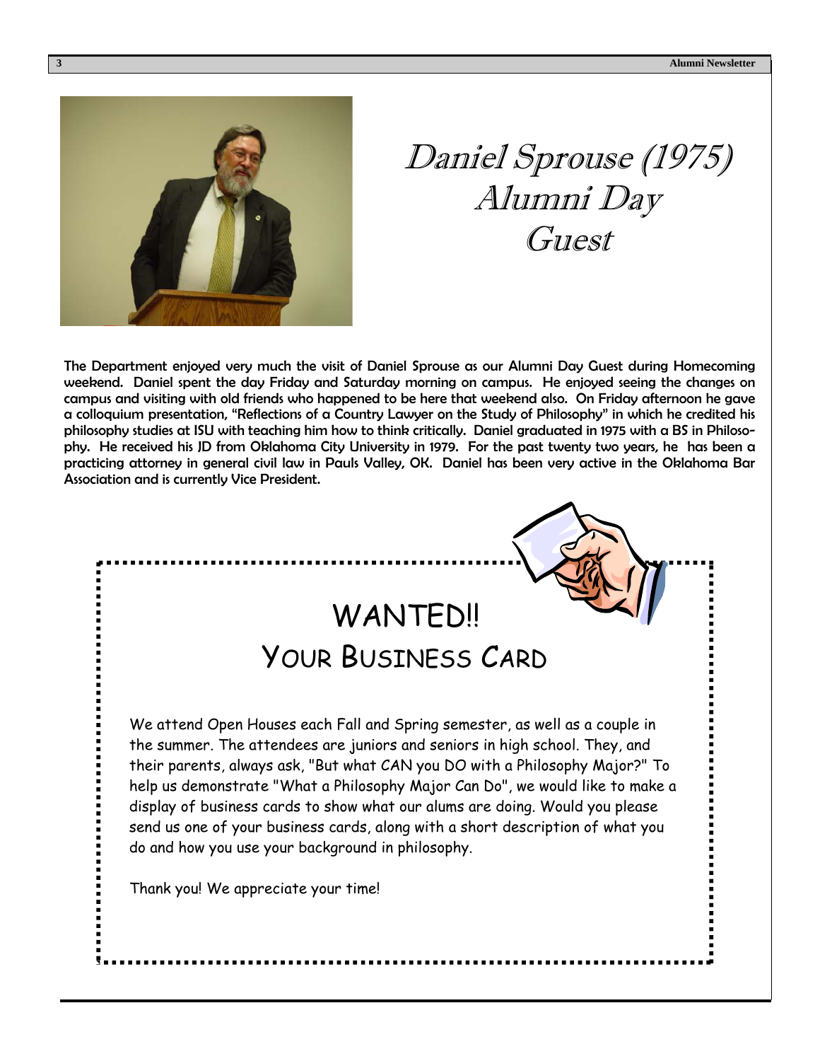# Daniel Sprouse (1975) Alumni Day Guest

The Department enjoyed very much the visit of Daniel Sprouse as our Alumni Day Guest during Homecoming weekend. Daniel spent the day Friday and Saturday morning on campus. He enjoyed seeing the changes on campus and visiting with old friends who happened to be here that weekend also. On Friday afternoon he gave a colloquium presentation, "Reflections of a Country Lawyer on the Study of Philosophy" in which he credited his philosophy studies at ISU with teaching him how to think critically. Daniel graduated in 1975 with a BS in Philosophy. He received his JD from Oklahoma City University in 1979. For the past twenty two years, he has been a practicing attorney in general civil law in Pauls Valley, OK. Daniel has been very active in the Oklahoma Bar Association and is currently Vice President.

## WANTED!!

### Your Business Card

We attend Open Houses each Fall and Spring semester, as well as a couple in the summer. The attendees are juniors and seniors in high school. They, and their parents, always ask, "But what CAN you DO with a Philosophy Major?" To help us demonstrate "What a Philosophy Major Can Do", we would like to make a display of business cards to show what our alums are doing. Would you please send us one of your business cards, along with a short description of what you do and how you use your background in philosophy.

Thank you! We appreciate your time!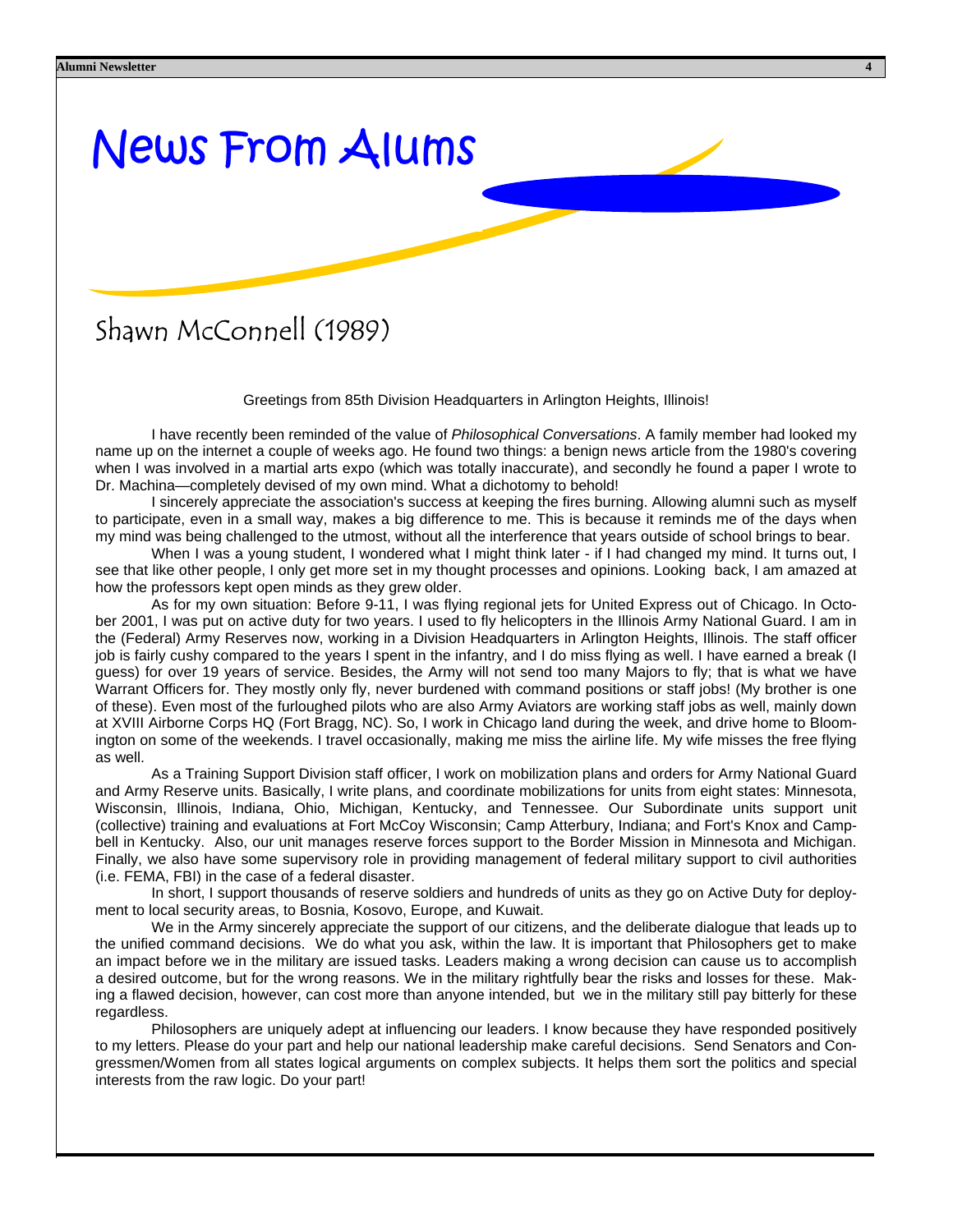# News From Alums

## Shawn McConnell (1989)

Greetings from 85th Division Headquarters in Arlington Heights, Illinois!

I have recently been reminded of the value of *Philosophical Conversations*. A family member had looked my name up on the internet a couple of weeks ago. He found two things: a benign news article from the 1980's covering when I was involved in a martial arts expo (which was totally inaccurate), and secondly he found a paper I wrote to Dr. Machina—completely devised of my own mind. What a dichotomy to behold!

I sincerely appreciate the association's success at keeping the fires burning. Allowing alumni such as myself to participate, even in a small way, makes a big difference to me. This is because it reminds me of the days when my mind was being challenged to the utmost, without all the interference that years outside of school brings to bear.

When I was a young student, I wondered what I might think later - if I had changed my mind. It turns out, I see that like other people, I only get more set in my thought processes and opinions. Looking back, I am amazed at how the professors kept open minds as they grew older.

As for my own situation: Before 9-11, I was flying regional jets for United Express out of Chicago. In October 2001, I was put on active duty for two years. I used to fly helicopters in the Illinois Army National Guard. I am in the (Federal) Army Reserves now, working in a Division Headquarters in Arlington Heights, Illinois. The staff officer job is fairly cushy compared to the years I spent in the infantry, and I do miss flying as well. I have earned a break (I guess) for over 19 years of service. Besides, the Army will not send too many Majors to fly; that is what we have Warrant Officers for. They mostly only fly, never burdened with command positions or staff jobs! (My brother is one of these). Even most of the furloughed pilots who are also Army Aviators are working staff jobs as well, mainly down at XVIII Airborne Corps HQ (Fort Bragg, NC). So, I work in Chicago land during the week, and drive home to Bloomington on some of the weekends. I travel occasionally, making me miss the airline life. My wife misses the free flying as well.

As a Training Support Division staff officer, I work on mobilization plans and orders for Army National Guard and Army Reserve units. Basically, I write plans, and coordinate mobilizations for units from eight states: Minnesota, Wisconsin, Illinois, Indiana, Ohio, Michigan, Kentucky, and Tennessee. Our Subordinate units support unit (collective) training and evaluations at Fort McCoy Wisconsin; Camp Atterbury, Indiana; and Fort's Knox and Campbell in Kentucky. Also, our unit manages reserve forces support to the Border Mission in Minnesota and Michigan. Finally, we also have some supervisory role in providing management of federal military support to civil authorities (i.e. FEMA, FBI) in the case of a federal disaster.

In short, I support thousands of reserve soldiers and hundreds of units as they go on Active Duty for deployment to local security areas, to Bosnia, Kosovo, Europe, and Kuwait.

We in the Army sincerely appreciate the support of our citizens, and the deliberate dialogue that leads up to the unified command decisions. We do what you ask, within the law. It is important that Philosophers get to make an impact before we in the military are issued tasks. Leaders making a wrong decision can cause us to accomplish a desired outcome, but for the wrong reasons. We in the military rightfully bear the risks and losses for these. Making a flawed decision, however, can cost more than anyone intended, but we in the military still pay bitterly for these regardless.

Philosophers are uniquely adept at influencing our leaders. I know because they have responded positively to my letters. Please do your part and help our national leadership make careful decisions. Send Senators and Congressmen/Women from all states logical arguments on complex subjects. It helps them sort the politics and special interests from the raw logic. Do your part!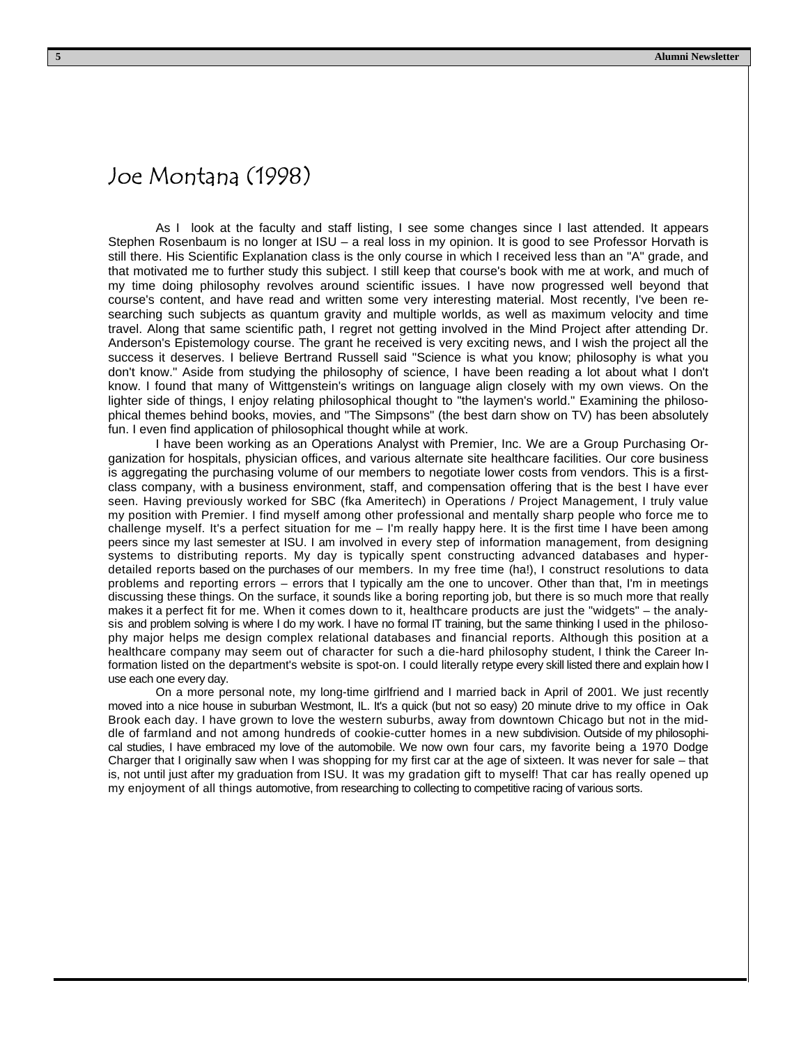# Joe Montana (1998)

As I look at the faculty and staff listing, I see some changes since I last attended. It appears Stephen Rosenbaum is no longer at ISU – a real loss in my opinion. It is good to see Professor Horvath is still there. His Scientific Explanation class is the only course in which I received less than an "A" grade, and that motivated me to further study this subject. I still keep that course's book with me at work, and much of my time doing philosophy revolves around scientific issues. I have now progressed well beyond that course's content, and have read and written some very interesting material. Most recently, I've been researching such subjects as quantum gravity and multiple worlds, as well as maximum velocity and time travel. Along that same scientific path, I regret not getting involved in the Mind Project after attending Dr. Anderson's Epistemology course. The grant he received is very exciting news, and I wish the project all the success it deserves. I believe Bertrand Russell said "Science is what you know; philosophy is what you don't know." Aside from studying the philosophy of science, I have been reading a lot about what I don't know. I found that many of Wittgenstein's writings on language align closely with my own views. On the lighter side of things, I enjoy relating philosophical thought to "the laymen's world." Examining the philosophical themes behind books, movies, and "The Simpsons" (the best darn show on TV) has been absolutely fun. I even find application of philosophical thought while at work.

I have been working as an Operations Analyst with Premier, Inc. We are a Group Purchasing Organization for hospitals, physician offices, and various alternate site healthcare facilities. Our core business is aggregating the purchasing volume of our members to negotiate lower costs from vendors. This is a first-class company, with a business environment, staff, and compensation offering that is the best I have ever seen. Having previously worked for SBC (fka Ameritech) in Operations / Project Management, I truly value my position with Premier. I find myself among other professional and mentally sharp people who force me to challenge myself. It's a perfect situation for me – I'm really happy here. It is the first time I have been among peers since my last semester at ISU. I am involved in every step of information management, from designing systems to distributing reports. My day is typically spent constructing advanced databases and hyper-detailed reports based on the purchases of our members. In my free time (ha!), I construct resolutions to data problems and reporting errors – errors that I typically am the one to uncover. Other than that, I'm in meetings discussing these things. On the surface, it sounds like a boring reporting job, but there is so much more that really makes it a perfect fit for me. When it comes down to it, healthcare products are just the "widgets" – the analysis and problem solving is where I do my work. I have no formal IT training, but the same thinking I used in the philosophy major helps me design complex relational databases and financial reports. Although this position at a healthcare company may seem out of character for such a die-hard philosophy student, I think the Career Information listed on the department's website is spot-on. I could literally retype every skill listed there and explain how I use each one every day.

On a more personal note, my long-time girlfriend and I married back in April of 2001. We just recently moved into a nice house in suburban Westmont, IL. It's a quick (but not so easy) 20 minute drive to my office in Oak Brook each day. I have grown to love the western suburbs, away from downtown Chicago but not in the middle of farmland and not among hundreds of cookie-cutter homes in a new subdivision. Outside of my philosophical studies, I have embraced my love of the automobile. We now own four cars, my favorite being a 1970 Dodge Charger that I originally saw when I was shopping for my first car at the age of sixteen. It was never for sale – that is, not until just after my graduation from ISU. It was my gradation gift to myself! That car has really opened up my enjoyment of all things automotive, from researching to collecting to competitive racing of various sorts.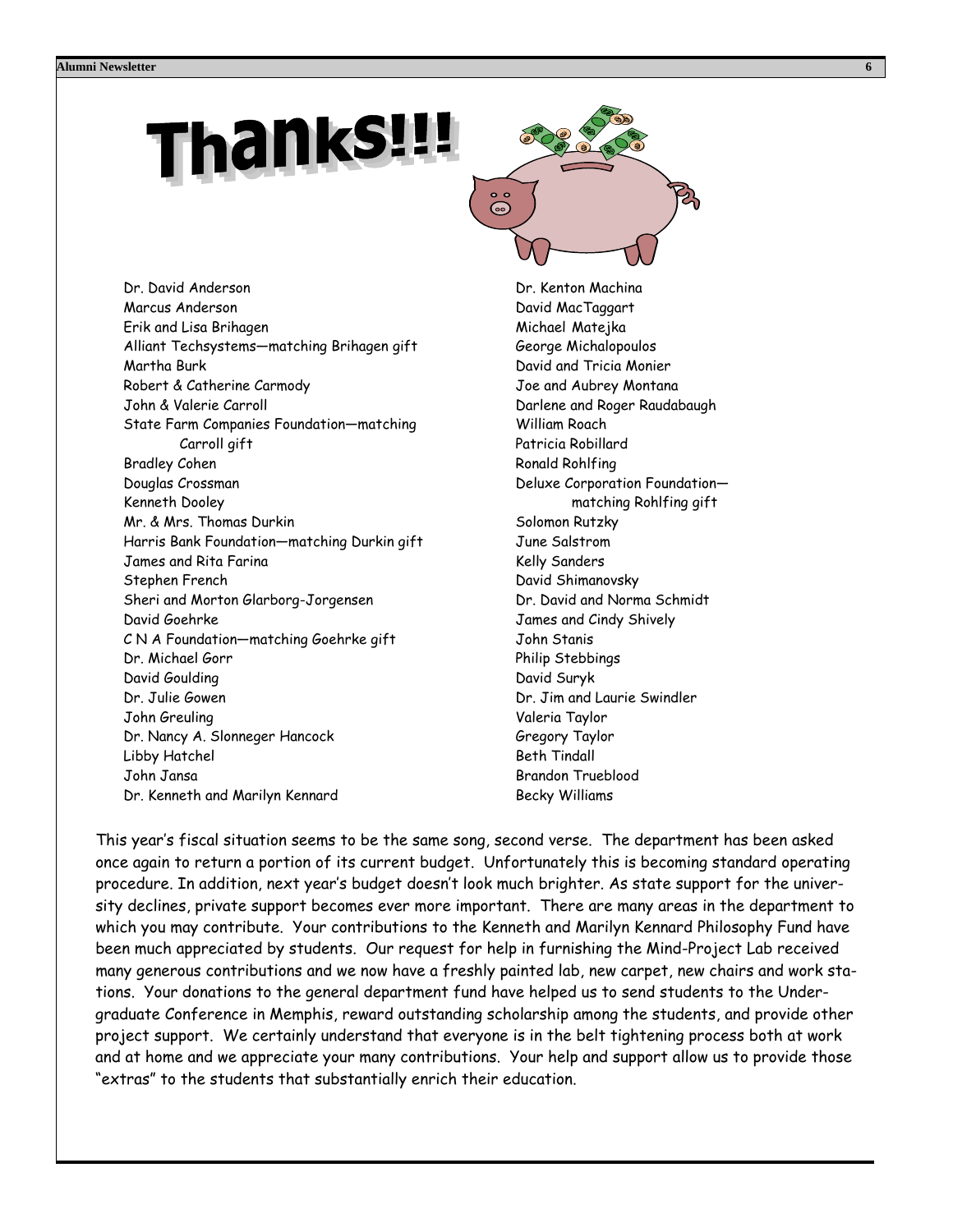# Thanks!!!

Dr. David Anderson
Marcus Anderson
Erik and Lisa Brihagen
Alliant Techsystems—matching Brihagen gift
Martha Burk
Robert & Catherine Carmody
John & Valerie Carroll
State Farm Companies Foundation—matching Carroll gift
Bradley Cohen
Douglas Crossman
Kenneth Dooley
Mr. & Mrs. Thomas Durkin
Harris Bank Foundation—matching Durkin gift
James and Rita Farina
Stephen French
Sheri and Morton Glarborg-Jorgensen
David Goehrke
C N A Foundation—matching Goehrke gift
Dr. Michael Gorr
David Goulding
Dr. Julie Gowen
John Greuling
Dr. Nancy A. Slonneger Hancock
Libby Hatchel
John Jansa
Dr. Kenneth and Marilyn Kennard
Dr. Kenton Machina
David MacTaggart
Michael Matejka
George Michalopoulos
David and Tricia Monier
Joe and Aubrey Montana
Darlene and Roger Raudabaugh
William Roach
Patricia Robillard
Ronald Rohlfing
Deluxe Corporation Foundation—matching Rohlfing gift
Solomon Rutzky
June Salstrom
Kelly Sanders
David Shimanovsky
Dr. David and Norma Schmidt
James and Cindy Shively
John Stanis
Philip Stebbings
David Suryk
Dr. Jim and Laurie Swindler
Valeria Taylor
Gregory Taylor
Beth Tindall
Brandon Trueblood
Becky Williams

This year's fiscal situation seems to be the same song, second verse. The department has been asked once again to return a portion of its current budget. Unfortunately this is becoming standard operating procedure. In addition, next year's budget doesn't look much brighter. As state support for the university declines, private support becomes ever more important. There are many areas in the department to which you may contribute. Your contributions to the Kenneth and Marilyn Kennard Philosophy Fund have been much appreciated by students. Our request for help in furnishing the Mind-Project Lab received many generous contributions and we now have a freshly painted lab, new carpet, new chairs and work stations. Your donations to the general department fund have helped us to send students to the Undergraduate Conference in Memphis, reward outstanding scholarship among the students, and provide other project support. We certainly understand that everyone is in the belt tightening process both at work and at home and we appreciate your many contributions. Your help and support allow us to provide those "extras" to the students that substantially enrich their education.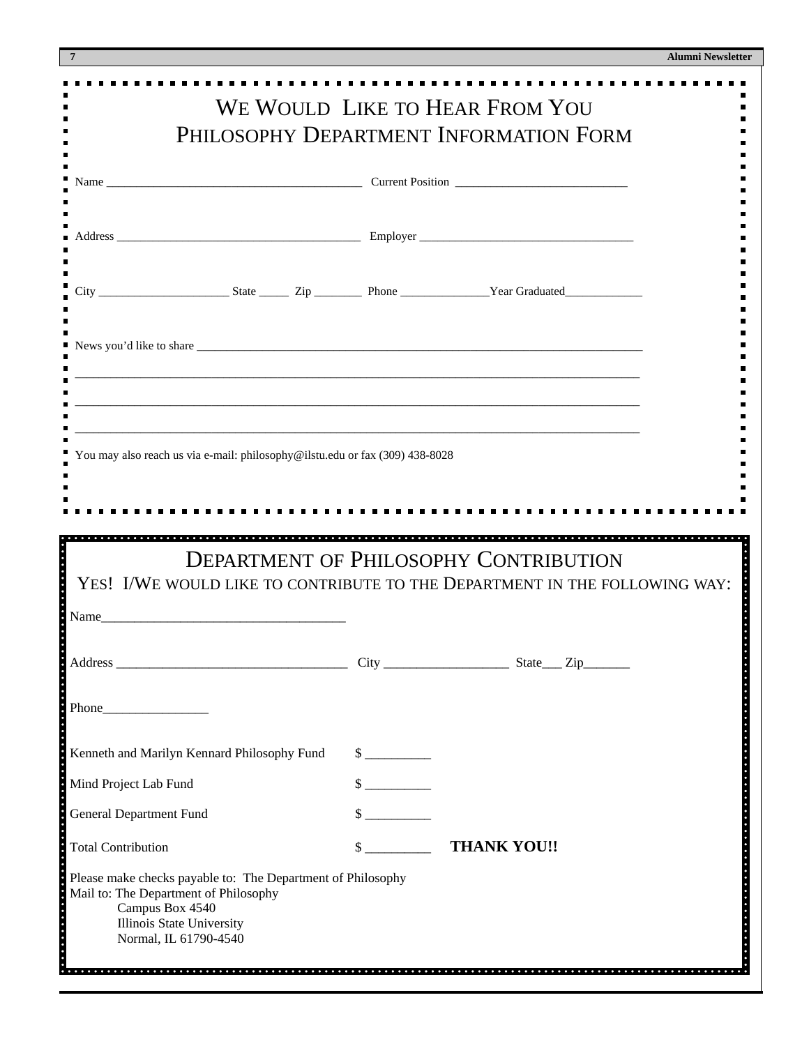## We Would Like to Hear From You
## Philosophy Department Information Form

Name ________________________________________ Current Position ____________________________

Address ________________________________________ Employer ___________________________________

City _____________________ State _____ Zip ________ Phone ______________Year Graduated_____________

News you'd like to share ___________________________________________________________________________

_____________________________________________________________________________________________

_____________________________________________________________________________________________

_____________________________________________________________________________________________

You may also reach us via e-mail: philosophy@ilstu.edu or fax (309) 438-8028

## Department of Philosophy Contribution

### Yes! I/We would like to contribute to the Department in the following way:

Name____________________________________

Address __________________________________ City __________________ State___ Zip_______

Phone________________

Kenneth and Marilyn Kennard Philosophy Fund $ __________

Mind Project Lab Fund $ __________

General Department Fund $ __________

Total Contribution $ _________ **THANK YOU!!**

Please make checks payable to: The Department of Philosophy
Mail to: The Department of Philosophy
Campus Box 4540
Illinois State University
Normal, IL 61790-4540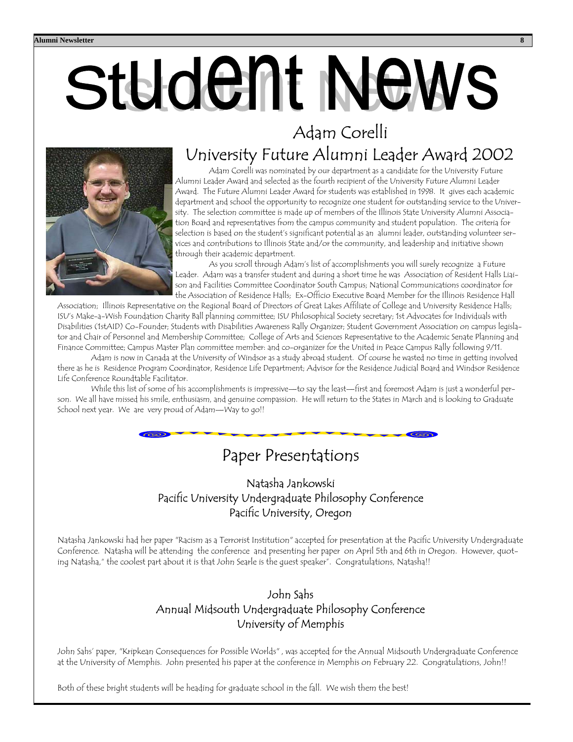# Student News

## Adam Corelli
## University Future Alumni Leader Award 2002

Adam Corelli was nominated by our department as a candidate for the University Future Alumni Leader Award and selected as the fourth recipient of the University Future Alumni Leader Award. The Future Alumni Leader Award for students was established in 1998. It gives each academic department and school the opportunity to recognize one student for outstanding service to the University. The selection committee is made up of members of the Illinois State University Alumni Association Board and representatives from the campus community and student population. The criteria for selection is based on the student's significant potential as an alumni leader, outstanding volunteer services and contributions to Illinois State and/or the community, and leadership and initiative shown through their academic department.

As you scroll through Adam's list of accomplishments you will surely recognize a Future Leader. Adam was a transfer student and during a short time he was Association of Resident Halls Liaison and Facilities Committee Coordinator South Campus; National Communications coordinator for the Association of Residence Halls; Ex-Officio Executive Board Member for the Illinois Residence Hall Association; Illinois Representative on the Regional Board of Directors of Great Lakes Affiliate of College and University Residence Halls; ISU's Make-a-Wish Foundation Charity Ball planning committee; ISU Philosophical Society secretary; 1st Advocates for Individuals with Disabilities (1stAID) Co-Founder; Students with Disabilities Awareness Rally Organizer; Student Government Association on campus legislator and Chair of Personnel and Membership Committee; College of Arts and Sciences Representative to the Academic Senate Planning and Finance Committee; Campus Master Plan committee member: and co-organizer for the United in Peace Campus Rally following 9/11.

Adam is now in Canada at the University of Windsor as a study abroad student. Of course he wasted no time in getting involved there as he is Residence Program Coordinator, Residence Life Department; Advisor for the Residence Judicial Board and Windsor Residence Life Conference Roundtable Facilitator.

While this list of some of his accomplishments is impressive—to say the least—first and foremost Adam is just a wonderful person. We all have missed his smile, enthusiasm, and genuine compassion. He will return to the States in March and is looking to Graduate School next year. We are very proud of Adam—Way to go!!

## Paper Presentations

### Natasha Jankowski
### Pacific University Undergraduate Philosophy Conference
### Pacific University, Oregon

Natasha Jankowski had her paper "Racism as a Terrorist Institution" accepted for presentation at the Pacific University Undergraduate Conference. Natasha will be attending the conference and presenting her paper on April 5th and 6th in Oregon. However, quoting Natasha," the coolest part about it is that John Searle is the guest speaker". Congratulations, Natasha!!

### John Sahs
### Annual Midsouth Undergraduate Philosophy Conference
### University of Memphis

John Sahs' paper, "Kripkean Consequences for Possible Worlds" , was accepted for the Annual Midsouth Undergraduate Conference at the University of Memphis. John presented his paper at the conference in Memphis on February 22. Congratulations, John!!

Both of these bright students will be heading for graduate school in the fall. We wish them the best!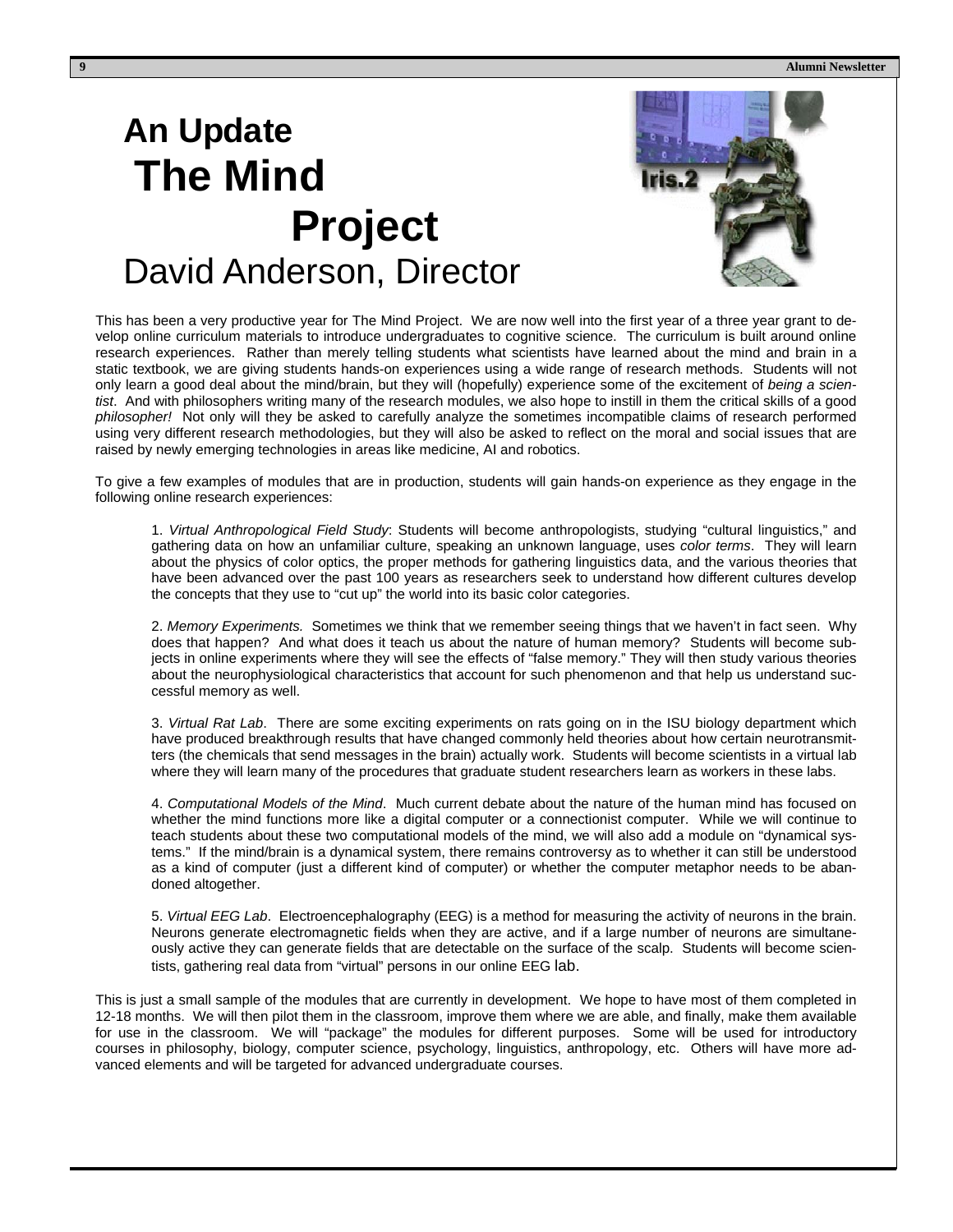# An Update The Mind Project

## David Anderson, Director

This has been a very productive year for The Mind Project. We are now well into the first year of a three year grant to develop online curriculum materials to introduce undergraduates to cognitive science. The curriculum is built around online research experiences. Rather than merely telling students what scientists have learned about the mind and brain in a static textbook, we are giving students hands-on experiences using a wide range of research methods. Students will not only learn a good deal about the mind/brain, but they will (hopefully) experience some of the excitement of *being a scientist*. And with philosophers writing many of the research modules, we also hope to instill in them the critical skills of a good *philosopher!* Not only will they be asked to carefully analyze the sometimes incompatible claims of research performed using very different research methodologies, but they will also be asked to reflect on the moral and social issues that are raised by newly emerging technologies in areas like medicine, AI and robotics.

To give a few examples of modules that are in production, students will gain hands-on experience as they engage in the following online research experiences:

1. *Virtual Anthropological Field Study*: Students will become anthropologists, studying "cultural linguistics," and gathering data on how an unfamiliar culture, speaking an unknown language, uses *color terms*. They will learn about the physics of color optics, the proper methods for gathering linguistics data, and the various theories that have been advanced over the past 100 years as researchers seek to understand how different cultures develop the concepts that they use to "cut up" the world into its basic color categories.

2. *Memory Experiments.* Sometimes we think that we remember seeing things that we haven't in fact seen. Why does that happen? And what does it teach us about the nature of human memory? Students will become subjects in online experiments where they will see the effects of "false memory." They will then study various theories about the neurophysiological characteristics that account for such phenomenon and that help us understand successful memory as well.

3. *Virtual Rat Lab*. There are some exciting experiments on rats going on in the ISU biology department which have produced breakthrough results that have changed commonly held theories about how certain neurotransmitters (the chemicals that send messages in the brain) actually work. Students will become scientists in a virtual lab where they will learn many of the procedures that graduate student researchers learn as workers in these labs.

4. *Computational Models of the Mind*. Much current debate about the nature of the human mind has focused on whether the mind functions more like a digital computer or a connectionist computer. While we will continue to teach students about these two computational models of the mind, we will also add a module on "dynamical systems." If the mind/brain is a dynamical system, there remains controversy as to whether it can still be understood as a kind of computer (just a different kind of computer) or whether the computer metaphor needs to be abandoned altogether.

5. *Virtual EEG Lab*. Electroencephalography (EEG) is a method for measuring the activity of neurons in the brain. Neurons generate electromagnetic fields when they are active, and if a large number of neurons are simultaneously active they can generate fields that are detectable on the surface of the scalp. Students will become scientists, gathering real data from "virtual" persons in our online EEG lab.

This is just a small sample of the modules that are currently in development. We hope to have most of them completed in 12-18 months. We will then pilot them in the classroom, improve them where we are able, and finally, make them available for use in the classroom. We will "package" the modules for different purposes. Some will be used for introductory courses in philosophy, biology, computer science, psychology, linguistics, anthropology, etc. Others will have more advanced elements and will be targeted for advanced undergraduate courses.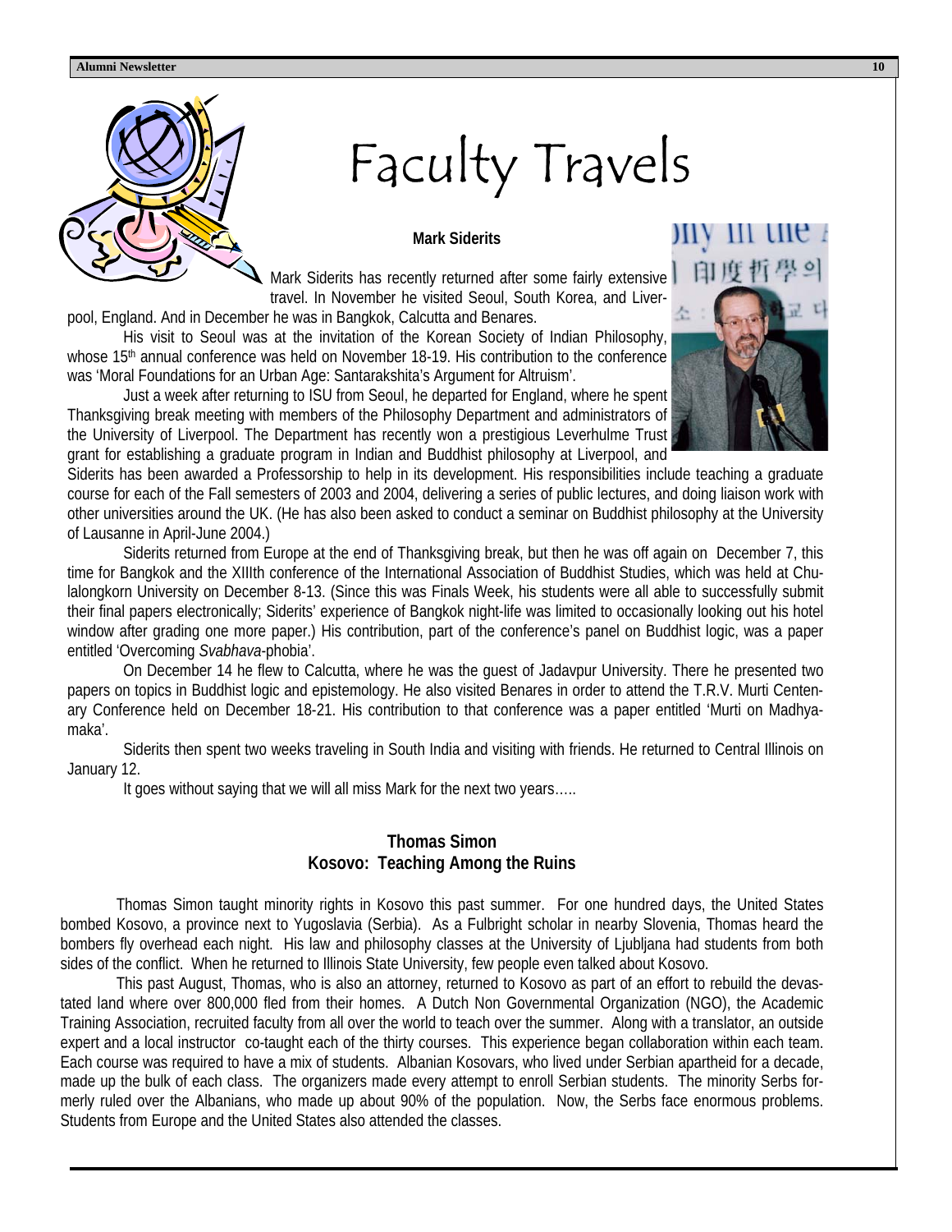# Faculty Travels

## Mark Siderits

Mark Siderits has recently returned after some fairly extensive travel. In November he visited Seoul, South Korea, and Liverpool, England. And in December he was in Bangkok, Calcutta and Benares.

His visit to Seoul was at the invitation of the Korean Society of Indian Philosophy, whose 15th annual conference was held on November 18-19. His contribution to the conference was 'Moral Foundations for an Urban Age: Santarakshita's Argument for Altruism'.

Just a week after returning to ISU from Seoul, he departed for England, where he spent Thanksgiving break meeting with members of the Philosophy Department and administrators of the University of Liverpool. The Department has recently won a prestigious Leverhulme Trust grant for establishing a graduate program in Indian and Buddhist philosophy at Liverpool, and Siderits has been awarded a Professorship to help in its development. His responsibilities include teaching a graduate course for each of the Fall semesters of 2003 and 2004, delivering a series of public lectures, and doing liaison work with other universities around the UK. (He has also been asked to conduct a seminar on Buddhist philosophy at the University of Lausanne in April-June 2004.)

Siderits returned from Europe at the end of Thanksgiving break, but then he was off again on December 7, this time for Bangkok and the XIIIth conference of the International Association of Buddhist Studies, which was held at Chulalongkorn University on December 8-13. (Since this was Finals Week, his students were all able to successfully submit their final papers electronically; Siderits' experience of Bangkok night-life was limited to occasionally looking out his hotel window after grading one more paper.) His contribution, part of the conference's panel on Buddhist logic, was a paper entitled 'Overcoming *Svabhava*-phobia'.

On December 14 he flew to Calcutta, where he was the guest of Jadavpur University. There he presented two papers on topics in Buddhist logic and epistemology. He also visited Benares in order to attend the T.R.V. Murti Centenary Conference held on December 18-21. His contribution to that conference was a paper entitled 'Murti on Madhyamaka'.

Siderits then spent two weeks traveling in South India and visiting with friends. He returned to Central Illinois on January 12.

It goes without saying that we will all miss Mark for the next two years…..

## Thomas Simon
### Kosovo: Teaching Among the Ruins

Thomas Simon taught minority rights in Kosovo this past summer. For one hundred days, the United States bombed Kosovo, a province next to Yugoslavia (Serbia). As a Fulbright scholar in nearby Slovenia, Thomas heard the bombers fly overhead each night. His law and philosophy classes at the University of Ljubljana had students from both sides of the conflict. When he returned to Illinois State University, few people even talked about Kosovo.

This past August, Thomas, who is also an attorney, returned to Kosovo as part of an effort to rebuild the devastated land where over 800,000 fled from their homes. A Dutch Non Governmental Organization (NGO), the Academic Training Association, recruited faculty from all over the world to teach over the summer. Along with a translator, an outside expert and a local instructor co-taught each of the thirty courses. This experience began collaboration within each team. Each course was required to have a mix of students. Albanian Kosovars, who lived under Serbian apartheid for a decade, made up the bulk of each class. The organizers made every attempt to enroll Serbian students. The minority Serbs formerly ruled over the Albanians, who made up about 90% of the population. Now, the Serbs face enormous problems. Students from Europe and the United States also attended the classes.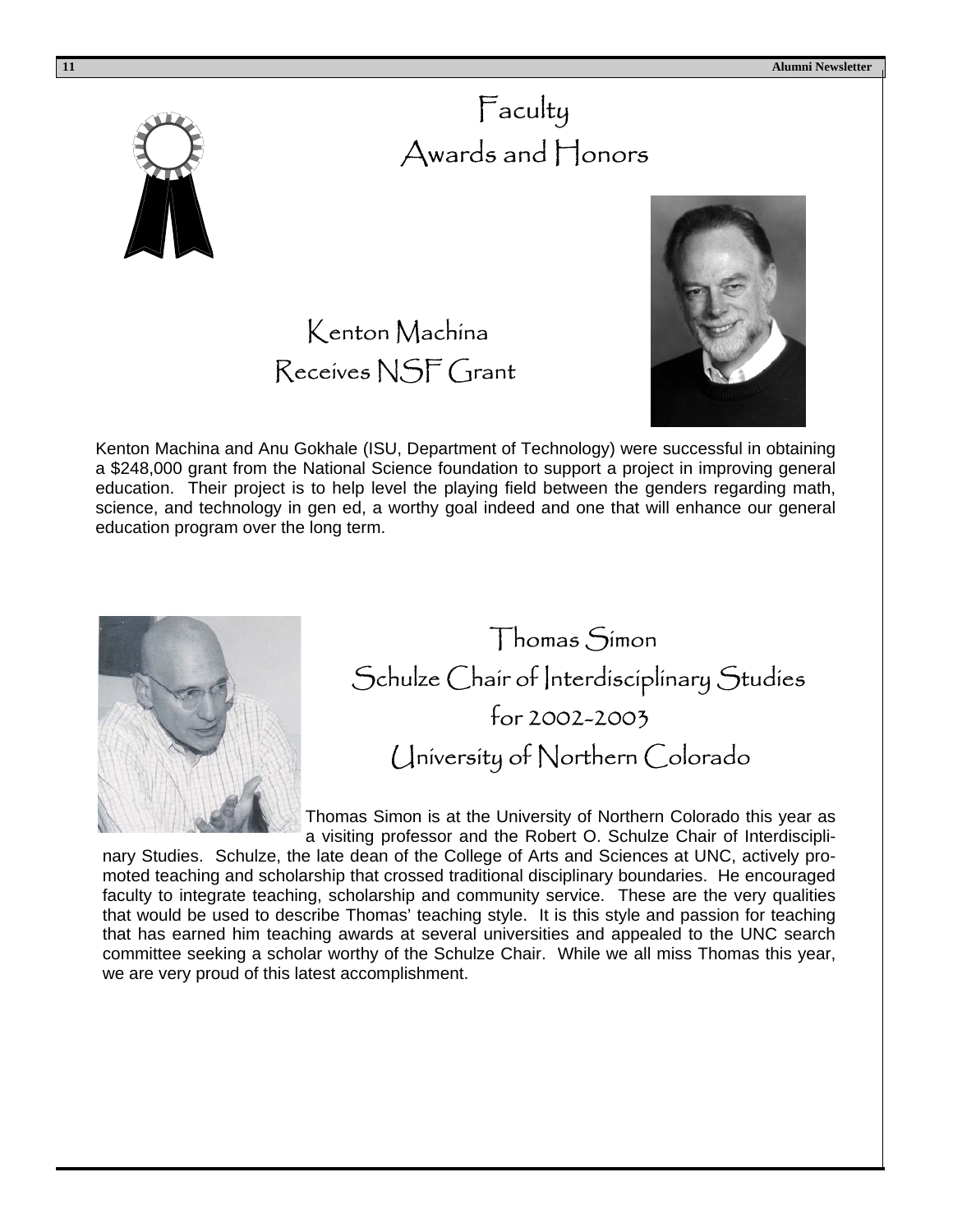# Faculty Awards and Honors

## Kenton Machina Receives NSF Grant

Kenton Machina and Anu Gokhale (ISU, Department of Technology) were successful in obtaining a $248,000 grant from the National Science foundation to support a project in improving general education. Their project is to help level the playing field between the genders regarding math, science, and technology in gen ed, a worthy goal indeed and one that will enhance our general education program over the long term.

## Thomas Simon Schulze Chair of Interdisciplinary Studies for 2002-2003 University of Northern Colorado

Thomas Simon is at the University of Northern Colorado this year as a visiting professor and the Robert O. Schulze Chair of Interdisciplinary Studies. Schulze, the late dean of the College of Arts and Sciences at UNC, actively promoted teaching and scholarship that crossed traditional disciplinary boundaries. He encouraged faculty to integrate teaching, scholarship and community service. These are the very qualities that would be used to describe Thomas' teaching style. It is this style and passion for teaching that has earned him teaching awards at several universities and appealed to the UNC search committee seeking a scholar worthy of the Schulze Chair. While we all miss Thomas this year, we are very proud of this latest accomplishment.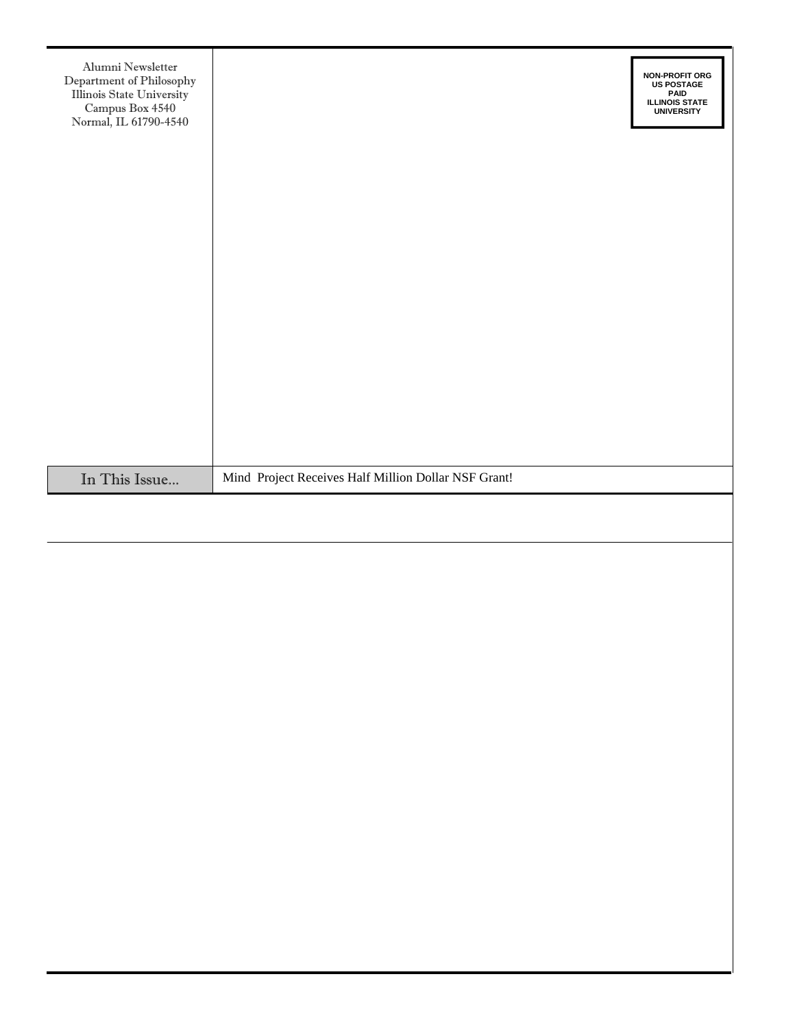Alumni Newsletter
Department of Philosophy
Illinois State University
Campus Box 4540
Normal, IL 61790-4540

NON-PROFIT ORG
US POSTAGE
PAID
ILLINOIS STATE
UNIVERSITY

In This Issue...

Mind Project Receives Half Million Dollar NSF Grant!